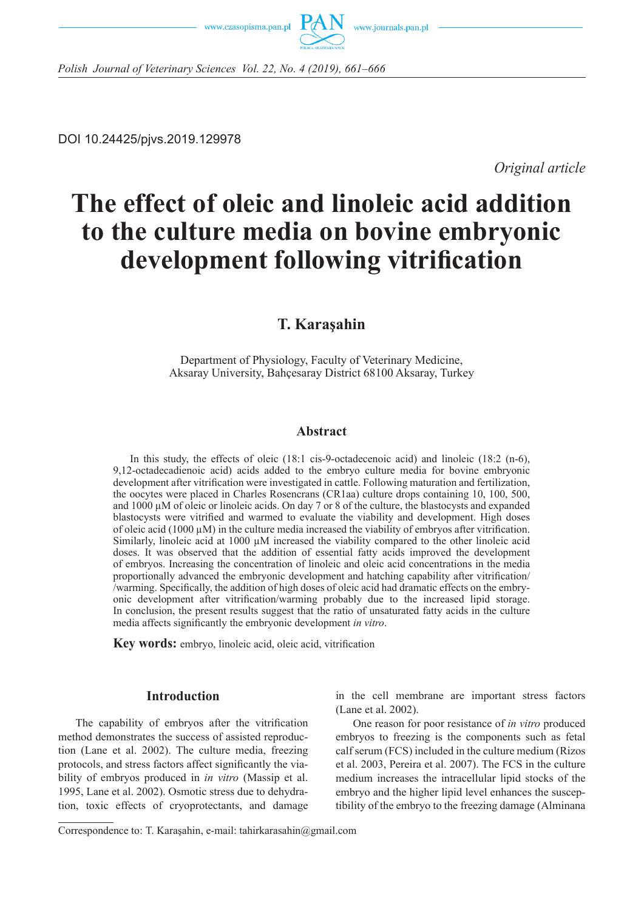DOI 10.24425/pjvs.2019.129978

*Original article*

# The effect of oleic and linoleic acid addition to the culture media on bovine embryonic development following vitrification

## T. Karaşahin

Department of Physiology, Faculty of Veterinary Medicine, Aksaray University, Bahçesaray District 68100 Aksaray, Turkey

### Abstract

In this study, the effects of oleic (18:1 cis-9-octadecenoic acid) and linoleic (18:2 (n-6), 9,12-octadecadienoic acid) acids added to the embryo culture media for bovine embryonic development after vitrification were investigated in cattle. Following maturation and fertilization, the oocytes were placed in Charles Rosencrans (CR1aa) culture drops containing 10, 100, 500, and 1000 µM of oleic or linoleic acids. On day 7 or 8 of the culture, the blastocysts and expanded blastocysts were vitrified and warmed to evaluate the viability and development. High doses of oleic acid (1000 µM) in the culture media increased the viability of embryos after vitrification. Similarly, linoleic acid at 1000 µM increased the viability compared to the other linoleic acid doses. It was observed that the addition of essential fatty acids improved the development of embryos. Increasing the concentration of linoleic and oleic acid concentrations in the media proportionally advanced the embryonic development and hatching capability after vitrification/warming. Specifically, the addition of high doses of oleic acid had dramatic effects on the embryonic development after vitrification/warming probably due to the increased lipid storage. In conclusion, the present results suggest that the ratio of unsaturated fatty acids in the culture media affects significantly the embryonic development *in vitro*.

**Key words:** embryo, linoleic acid, oleic acid, vitrification

### Introduction

The capability of embryos after the vitrification method demonstrates the success of assisted reproduction (Lane et al. 2002). The culture media, freezing protocols, and stress factors affect significantly the viability of embryos produced in *in vitro* (Massip et al. 1995, Lane et al. 2002). Osmotic stress due to dehydration, toxic effects of cryoprotectants, and damage in the cell membrane are important stress factors (Lane et al. 2002).

One reason for poor resistance of *in vitro* produced embryos to freezing is the components such as fetal calf serum (FCS) included in the culture medium (Rizos et al. 2003, Pereira et al. 2007). The FCS in the culture medium increases the intracellular lipid stocks of the embryo and the higher lipid level enhances the susceptibility of the embryo to the freezing damage (Alminana

Correspondence to: T. Karaşahin, e-mail: tahirkarasahin@gmail.com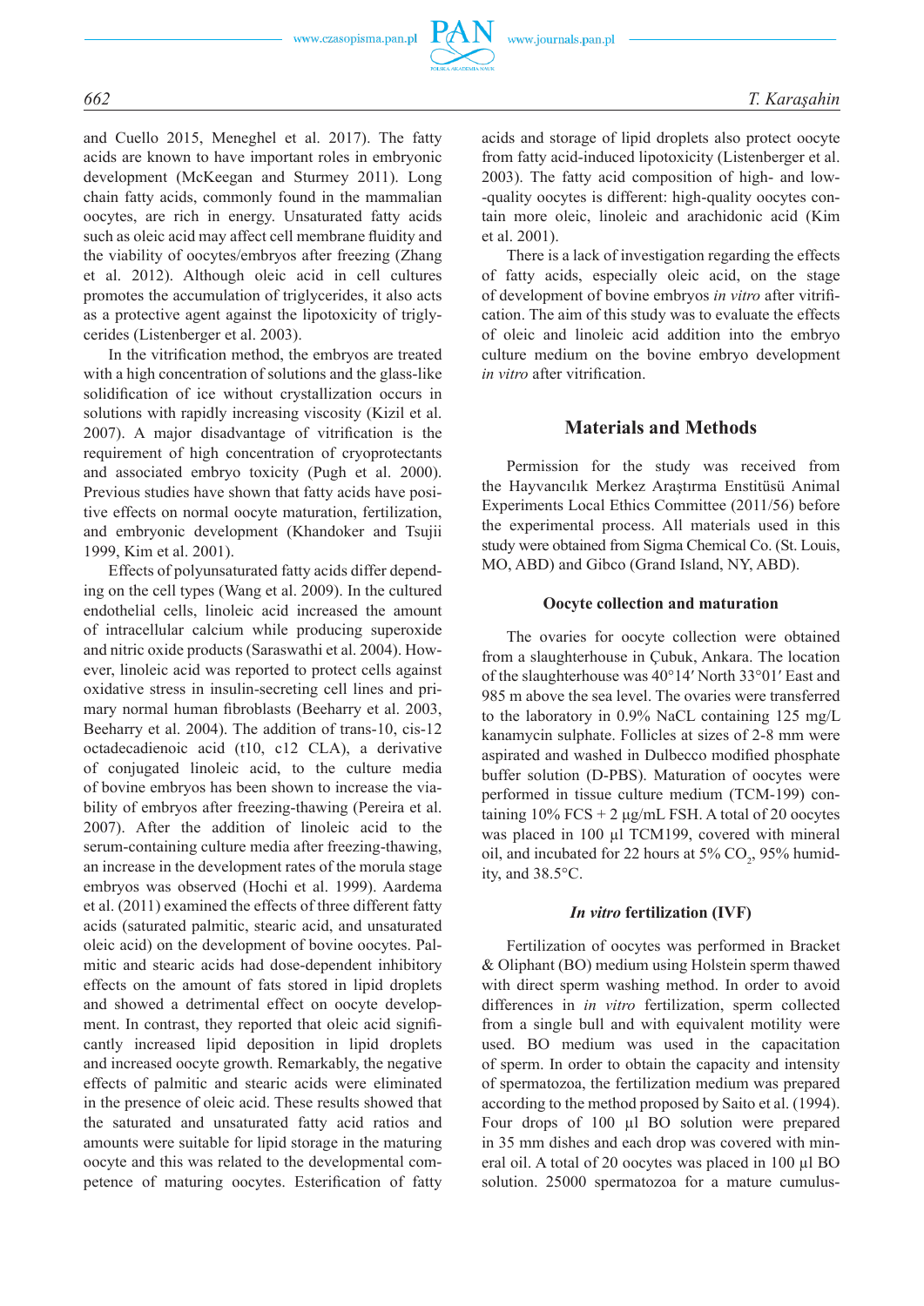and Cuello 2015, Meneghel et al. 2017). The fatty acids are known to have important roles in embryonic development (McKeegan and Sturmey 2011). Long chain fatty acids, commonly found in the mammalian oocytes, are rich in energy. Unsaturated fatty acids such as oleic acid may affect cell membrane fluidity and the viability of oocytes/embryos after freezing (Zhang et al. 2012). Although oleic acid in cell cultures promotes the accumulation of triglycerides, it also acts as a protective agent against the lipotoxicity of triglycerides (Listenberger et al. 2003).

In the vitrification method, the embryos are treated with a high concentration of solutions and the glass-like solidification of ice without crystallization occurs in solutions with rapidly increasing viscosity (Kizil et al. 2007). A major disadvantage of vitrification is the requirement of high concentration of cryoprotectants and associated embryo toxicity (Pugh et al. 2000). Previous studies have shown that fatty acids have positive effects on normal oocyte maturation, fertilization, and embryonic development (Khandoker and Tsujii 1999, Kim et al. 2001).

Effects of polyunsaturated fatty acids differ depending on the cell types (Wang et al. 2009). In the cultured endothelial cells, linoleic acid increased the amount of intracellular calcium while producing superoxide and nitric oxide products (Saraswathi et al. 2004). However, linoleic acid was reported to protect cells against oxidative stress in insulin-secreting cell lines and primary normal human fibroblasts (Beeharry et al. 2003, Beeharry et al. 2004). The addition of trans-10, cis-12 octadecadienoic acid (t10, c12 CLA), a derivative of conjugated linoleic acid, to the culture media of bovine embryos has been shown to increase the viability of embryos after freezing-thawing (Pereira et al. 2007). After the addition of linoleic acid to the serum-containing culture media after freezing-thawing, an increase in the development rates of the morula stage embryos was observed (Hochi et al. 1999). Aardema et al. (2011) examined the effects of three different fatty acids (saturated palmitic, stearic acid, and unsaturated oleic acid) on the development of bovine oocytes. Palmitic and stearic acids had dose-dependent inhibitory effects on the amount of fats stored in lipid droplets and showed a detrimental effect on oocyte development. In contrast, they reported that oleic acid significantly increased lipid deposition in lipid droplets and increased oocyte growth. Remarkably, the negative effects of palmitic and stearic acids were eliminated in the presence of oleic acid. These results showed that the saturated and unsaturated fatty acid ratios and amounts were suitable for lipid storage in the maturing oocyte and this was related to the developmental competence of maturing oocytes. Esterification of fatty acids and storage of lipid droplets also protect oocyte from fatty acid-induced lipotoxicity (Listenberger et al. 2003). The fatty acid composition of high- and low-quality oocytes is different: high-quality oocytes contain more oleic, linoleic and arachidonic acid (Kim et al. 2001).

There is a lack of investigation regarding the effects of fatty acids, especially oleic acid, on the stage of development of bovine embryos *in vitro* after vitrification. The aim of this study was to evaluate the effects of oleic and linoleic acid addition into the embryo culture medium on the bovine embryo development *in vitro* after vitrification.

## Materials and Methods

Permission for the study was received from the Hayvancılık Merkez Araştırma Enstitüsü Animal Experiments Local Ethics Committee (2011/56) before the experimental process. All materials used in this study were obtained from Sigma Chemical Co. (St. Louis, MO, ABD) and Gibco (Grand Island, NY, ABD).

### Oocyte collection and maturation

The ovaries for oocyte collection were obtained from a slaughterhouse in Çubuk, Ankara. The location of the slaughterhouse was 40°14′ North 33°01′ East and 985 m above the sea level. The ovaries were transferred to the laboratory in 0.9% NaCL containing 125 mg/L kanamycin sulphate. Follicles at sizes of 2-8 mm were aspirated and washed in Dulbecco modified phosphate buffer solution (D-PBS). Maturation of oocytes were performed in tissue culture medium (TCM-199) containing 10% FCS + 2 μg/mL FSH. A total of 20 oocytes was placed in 100 μl TCM199, covered with mineral oil, and incubated for 22 hours at 5% $CO_2$, 95% humidity, and 38.5°C.

### *In vitro* fertilization (IVF)

Fertilization of oocytes was performed in Bracket & Oliphant (BO) medium using Holstein sperm thawed with direct sperm washing method. In order to avoid differences in *in vitro* fertilization, sperm collected from a single bull and with equivalent motility were used. BO medium was used in the capacitation of sperm. In order to obtain the capacity and intensity of spermatozoa, the fertilization medium was prepared according to the method proposed by Saito et al. (1994). Four drops of 100 μl BO solution were prepared in 35 mm dishes and each drop was covered with mineral oil. A total of 20 oocytes was placed in 100 μl BO solution. 25000 spermatozoa for a mature cumulus-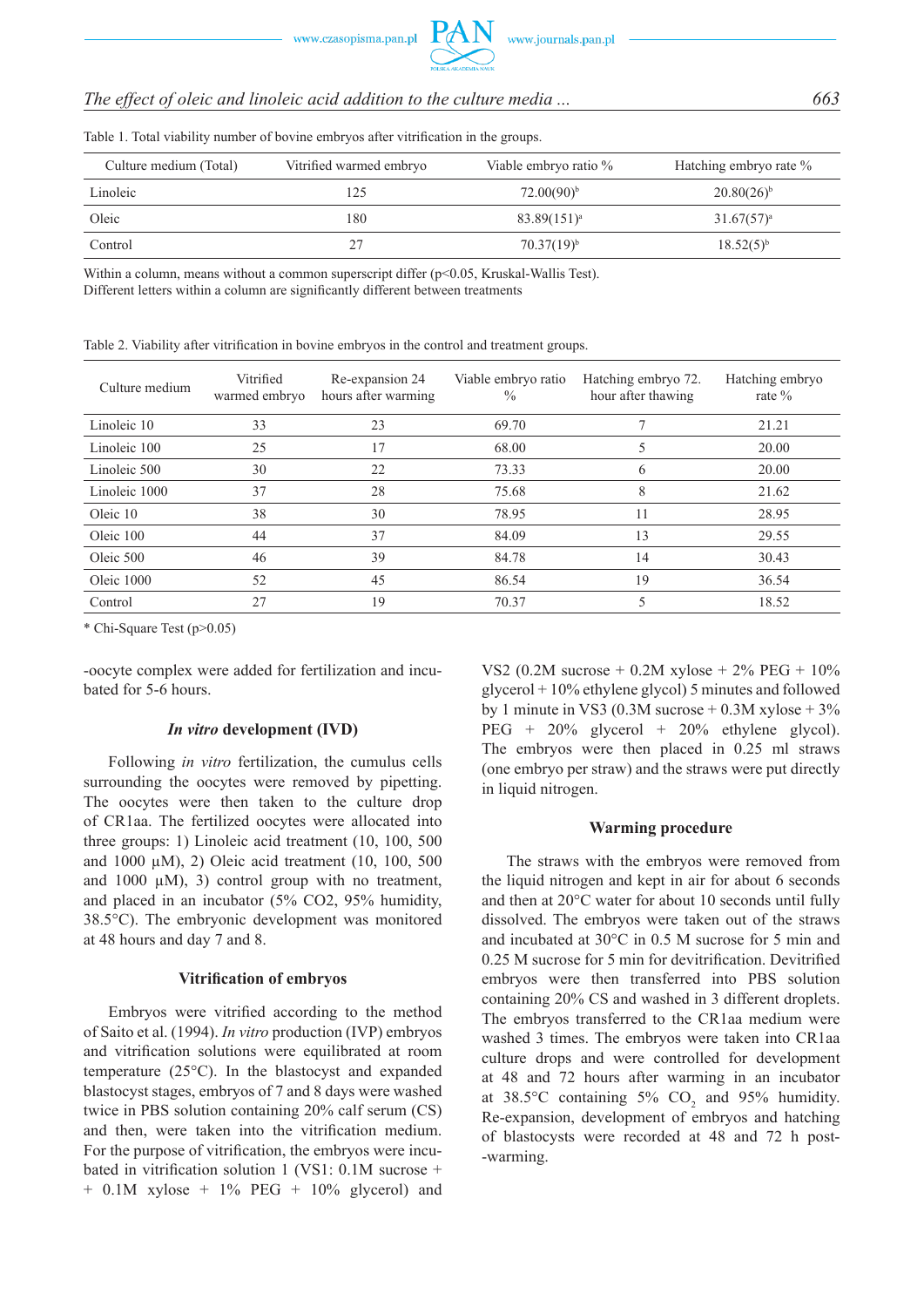Table 1. Total viability number of bovine embryos after vitrification in the groups.

| Culture medium (Total) | Vitrified warmed embryo | Viable embryo ratio % | Hatching embryo rate % |
|---|---|---|---|
| Linoleic | 125 | 72.00(90)[b] | 20.80(26)[b] |
| Oleic | 180 | 83.89(151)[a] | 31.67(57)[a] |
| Control | 27 | 70.37(19)[b] | 18.52(5)[b] |

Within a column, means without a common superscript differ ($p<0.05$, Kruskal-Wallis Test).
Different letters within a column are significantly different between treatments

Table 2. Viability after vitrification in bovine embryos in the control and treatment groups.

| Culture medium | Vitrified warmed embryo | Re-expansion 24 hours after warming | Viable embryo ratio % | Hatching embryo 72. hour after thawing | Hatching embryo rate % |
|---|---|---|---|---|---|
| Linoleic 10 | 33 | 23 | 69.70 | 7 | 21.21 |
| Linoleic 100 | 25 | 17 | 68.00 | 5 | 20.00 |
| Linoleic 500 | 30 | 22 | 73.33 | 6 | 20.00 |
| Linoleic 1000 | 37 | 28 | 75.68 | 8 | 21.62 |
| Oleic 10 | 38 | 30 | 78.95 | 11 | 28.95 |
| Oleic 100 | 44 | 37 | 84.09 | 13 | 29.55 |
| Oleic 500 | 46 | 39 | 84.78 | 14 | 30.43 |
| Oleic 1000 | 52 | 45 | 86.54 | 19 | 36.54 |
| Control | 27 | 19 | 70.37 | 5 | 18.52 |

* Chi-Square Test ($p>0.05$)

-oocyte complex were added for fertilization and incubated for 5-6 hours.

### *In vitro* development (IVD)

Following *in vitro* fertilization, the cumulus cells surrounding the oocytes were removed by pipetting. The oocytes were then taken to the culture drop of CR1aa. The fertilized oocytes were allocated into three groups: 1) Linoleic acid treatment (10, 100, 500 and 1000 µM), 2) Oleic acid treatment (10, 100, 500 and 1000 µM), 3) control group with no treatment, and placed in an incubator (5% CO2, 95% humidity, 38.5°C). The embryonic development was monitored at 48 hours and day 7 and 8.

### Vitrification of embryos

Embryos were vitrified according to the method of Saito et al. (1994). *In vitro* production (IVP) embryos and vitrification solutions were equilibrated at room temperature (25°C). In the blastocyst and expanded blastocyst stages, embryos of 7 and 8 days were washed twice in PBS solution containing 20% calf serum (CS) and then, were taken into the vitrification medium. For the purpose of vitrification, the embryos were incubated in vitrification solution 1 (VS1: 0.1M sucrose + 0.1M xylose + 1% PEG + 10% glycerol) and VS2 (0.2M sucrose + 0.2M xylose + 2% PEG + 10% glycerol + 10% ethylene glycol) 5 minutes and followed by 1 minute in VS3 (0.3M sucrose + 0.3M xylose + 3% PEG + 20% glycerol + 20% ethylene glycol). The embryos were then placed in 0.25 ml straws (one embryo per straw) and the straws were put directly in liquid nitrogen.

### Warming procedure

The straws with the embryos were removed from the liquid nitrogen and kept in air for about 6 seconds and then at 20°C water for about 10 seconds until fully dissolved. The embryos were taken out of the straws and incubated at 30°C in 0.5 M sucrose for 5 min and 0.25 M sucrose for 5 min for devitrification. Devitrified embryos were then transferred into PBS solution containing 20% CS and washed in 3 different droplets. The embryos transferred to the CR1aa medium were washed 3 times. The embryos were taken into CR1aa culture drops and were controlled for development at 48 and 72 hours after warming in an incubator at 38.5°C containing 5% $CO_2$ and 95% humidity. Re-expansion, development of embryos and hatching of blastocysts were recorded at 48 and 72 h post-warming.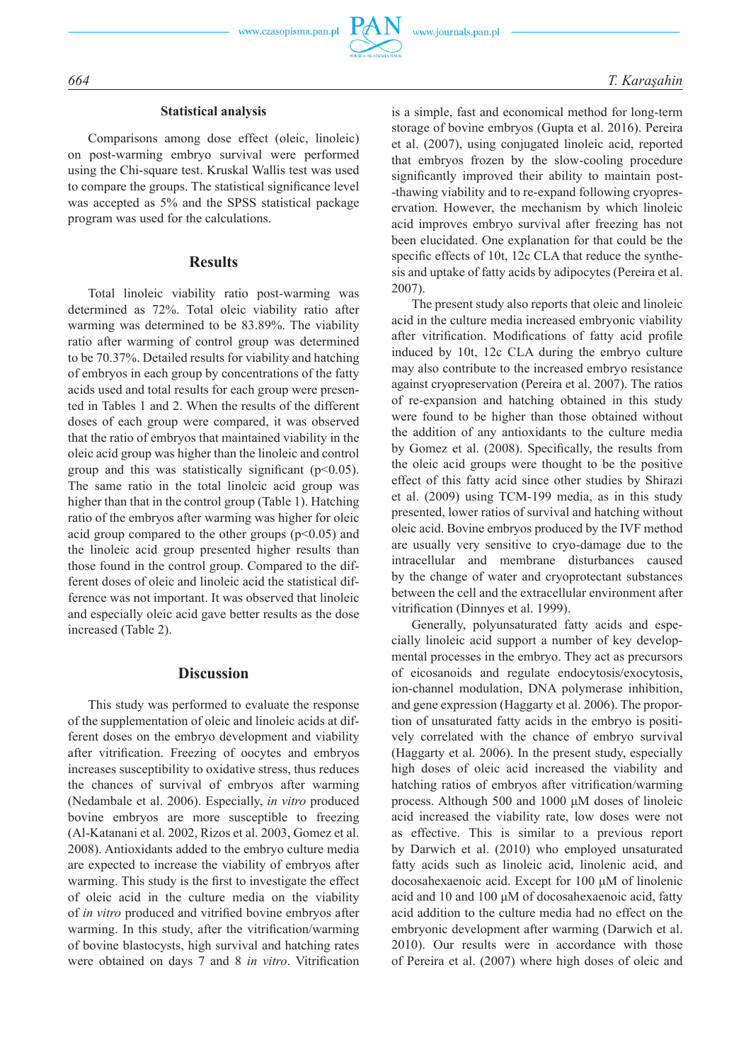## Statistical analysis

Comparisons among dose effect (oleic, linoleic) on post-warming embryo survival were performed using the Chi-square test. Kruskal Wallis test was used to compare the groups. The statistical significance level was accepted as 5% and the SPSS statistical package program was used for the calculations.

## Results

Total linoleic viability ratio post-warming was determined as 72%. Total oleic viability ratio after warming was determined to be 83.89%. The viability ratio after warming of control group was determined to be 70.37%. Detailed results for viability and hatching of embryos in each group by concentrations of the fatty acids used and total results for each group were presented in Tables 1 and 2. When the results of the different doses of each group were compared, it was observed that the ratio of embryos that maintained viability in the oleic acid group was higher than the linoleic and control group and this was statistically significant ($p<0.05$). The same ratio in the total linoleic acid group was higher than that in the control group (Table 1). Hatching ratio of the embryos after warming was higher for oleic acid group compared to the other groups ($p<0.05$) and the linoleic acid group presented higher results than those found in the control group. Compared to the different doses of oleic and linoleic acid the statistical difference was not important. It was observed that linoleic and especially oleic acid gave better results as the dose increased (Table 2).

## Discussion

This study was performed to evaluate the response of the supplementation of oleic and linoleic acids at different doses on the embryo development and viability after vitrification. Freezing of oocytes and embryos increases susceptibility to oxidative stress, thus reduces the chances of survival of embryos after warming (Nedambale et al. 2006). Especially, *in vitro* produced bovine embryos are more susceptible to freezing (Al-Katanani et al. 2002, Rizos et al. 2003, Gomez et al. 2008). Antioxidants added to the embryo culture media are expected to increase the viability of embryos after warming. This study is the first to investigate the effect of oleic acid in the culture media on the viability of *in vitro* produced and vitrified bovine embryos after warming. In this study, after the vitrification/warming of bovine blastocysts, high survival and hatching rates were obtained on days 7 and 8 *in vitro*. Vitrification is a simple, fast and economical method for long-term storage of bovine embryos (Gupta et al. 2016). Pereira et al. (2007), using conjugated linoleic acid, reported that embryos frozen by the slow-cooling procedure significantly improved their ability to maintain post--thawing viability and to re-expand following cryopreservation. However, the mechanism by which linoleic acid improves embryo survival after freezing has not been elucidated. One explanation for that could be the specific effects of 10t, 12c CLA that reduce the synthesis and uptake of fatty acids by adipocytes (Pereira et al. 2007).

The present study also reports that oleic and linoleic acid in the culture media increased embryonic viability after vitrification. Modifications of fatty acid profile induced by 10t, 12c CLA during the embryo culture may also contribute to the increased embryo resistance against cryopreservation (Pereira et al. 2007). The ratios of re-expansion and hatching obtained in this study were found to be higher than those obtained without the addition of any antioxidants to the culture media by Gomez et al. (2008). Specifically, the results from the oleic acid groups were thought to be the positive effect of this fatty acid since other studies by Shirazi et al. (2009) using TCM-199 media, as in this study presented, lower ratios of survival and hatching without oleic acid. Bovine embryos produced by the IVF method are usually very sensitive to cryo-damage due to the intracellular and membrane disturbances caused by the change of water and cryoprotectant substances between the cell and the extracellular environment after vitrification (Dinnyes et al. 1999).

Generally, polyunsaturated fatty acids and especially linoleic acid support a number of key developmental processes in the embryo. They act as precursors of eicosanoids and regulate endocytosis/exocytosis, ion-channel modulation, DNA polymerase inhibition, and gene expression (Haggarty et al. 2006). The proportion of unsaturated fatty acids in the embryo is positively correlated with the chance of embryo survival (Haggarty et al. 2006). In the present study, especially high doses of oleic acid increased the viability and hatching ratios of embryos after vitrification/warming process. Although 500 and 1000 μM doses of linoleic acid increased the viability rate, low doses were not as effective. This is similar to a previous report by Darwich et al. (2010) who employed unsaturated fatty acids such as linoleic acid, linolenic acid, and docosahexaenoic acid. Except for 100 μM of linolenic acid and 10 and 100 μM of docosahexaenoic acid, fatty acid addition to the culture media had no effect on the embryonic development after warming (Darwich et al. 2010). Our results were in accordance with those of Pereira et al. (2007) where high doses of oleic and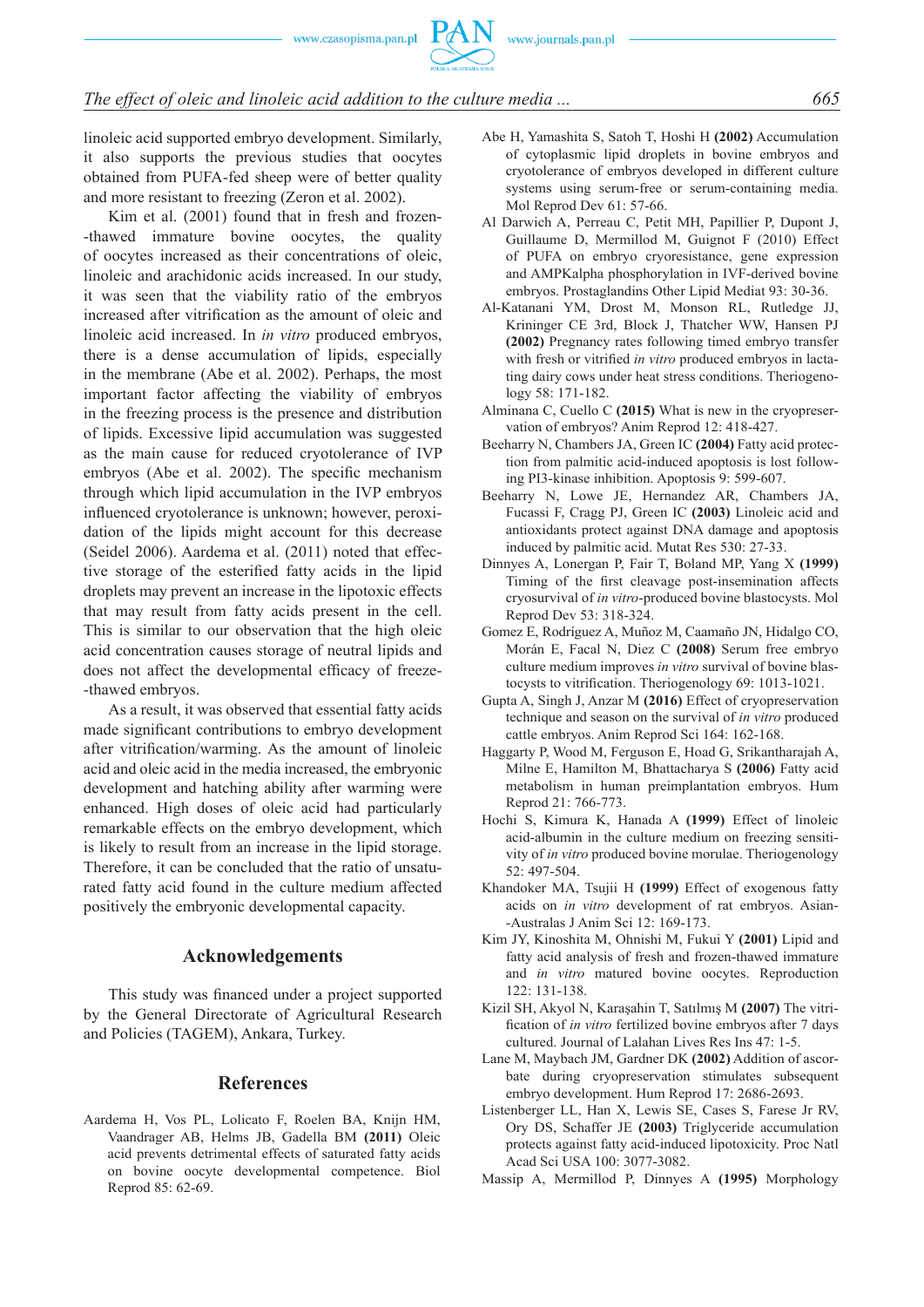linoleic acid supported embryo development. Similarly, it also supports the previous studies that oocytes obtained from PUFA-fed sheep were of better quality and more resistant to freezing (Zeron et al. 2002).

Kim et al. (2001) found that in fresh and frozen-thawed immature bovine oocytes, the quality of oocytes increased as their concentrations of oleic, linoleic and arachidonic acids increased. In our study, it was seen that the viability ratio of the embryos increased after vitrification as the amount of oleic and linoleic acid increased. In *in vitro* produced embryos, there is a dense accumulation of lipids, especially in the membrane (Abe et al. 2002). Perhaps, the most important factor affecting the viability of embryos in the freezing process is the presence and distribution of lipids. Excessive lipid accumulation was suggested as the main cause for reduced cryotolerance of IVP embryos (Abe et al. 2002). The specific mechanism through which lipid accumulation in the IVP embryos influenced cryotolerance is unknown; however, peroxidation of the lipids might account for this decrease (Seidel 2006). Aardema et al. (2011) noted that effective storage of the esterified fatty acids in the lipid droplets may prevent an increase in the lipotoxic effects that may result from fatty acids present in the cell. This is similar to our observation that the high oleic acid concentration causes storage of neutral lipids and does not affect the developmental efficacy of freeze-thawed embryos.

As a result, it was observed that essential fatty acids made significant contributions to embryo development after vitrification/warming. As the amount of linoleic acid and oleic acid in the media increased, the embryonic development and hatching ability after warming were enhanced. High doses of oleic acid had particularly remarkable effects on the embryo development, which is likely to result from an increase in the lipid storage. Therefore, it can be concluded that the ratio of unsaturated fatty acid found in the culture medium affected positively the embryonic developmental capacity.

## Acknowledgements

This study was financed under a project supported by the General Directorate of Agricultural Research and Policies (TAGEM), Ankara, Turkey.

## References

Aardema H, Vos PL, Lolicato F, Roelen BA, Knijn HM, Vaandrager AB, Helms JB, Gadella BM **(2011)** Oleic acid prevents detrimental effects of saturated fatty acids on bovine oocyte developmental competence. Biol Reprod 85: 62-69.

Abe H, Yamashita S, Satoh T, Hoshi H **(2002)** Accumulation of cytoplasmic lipid droplets in bovine embryos and cryotolerance of embryos developed in different culture systems using serum-free or serum-containing media. Mol Reprod Dev 61: 57-66.

Al Darwich A, Perreau C, Petit MH, Papillier P, Dupont J, Guillaume D, Mermillod M, Guignot F (2010) Effect of PUFA on embryo cryoresistance, gene expression and AMPKalpha phosphorylation in IVF-derived bovine embryos. Prostaglandins Other Lipid Mediat 93: 30-36.

Al-Katanani YM, Drost M, Monson RL, Rutledge JJ, Krininger CE 3rd, Block J, Thatcher WW, Hansen PJ **(2002)** Pregnancy rates following timed embryo transfer with fresh or vitrified *in vitro* produced embryos in lactating dairy cows under heat stress conditions. Theriogenology 58: 171-182.

Alminana C, Cuello C **(2015)** What is new in the cryopreservation of embryos? Anim Reprod 12: 418-427.

Beeharry N, Chambers JA, Green IC **(2004)** Fatty acid protection from palmitic acid-induced apoptosis is lost following PI3-kinase inhibition. Apoptosis 9: 599-607.

Beeharry N, Lowe JE, Hernandez AR, Chambers JA, Fucassi F, Cragg PJ, Green IC **(2003)** Linoleic acid and antioxidants protect against DNA damage and apoptosis induced by palmitic acid. Mutat Res 530: 27-33.

Dinnyes A, Lonergan P, Fair T, Boland MP, Yang X **(1999)** Timing of the first cleavage post-insemination affects cryosurvival of *in vitro*-produced bovine blastocysts. Mol Reprod Dev 53: 318-324.

Gomez E, Rodríguez A, Muñoz M, Caamaño JN, Hidalgo CO, Morán E, Facal N, Diez C **(2008)** Serum free embryo culture medium improves *in vitro* survival of bovine blastocysts to vitrification. Theriogenology 69: 1013-1021.

Gupta A, Singh J, Anzar M **(2016)** Effect of cryopreservation technique and season on the survival of *in vitro* produced cattle embryos. Anim Reprod Sci 164: 162-168.

Haggarty P, Wood M, Ferguson E, Hoad G, Srikantharajah A, Milne E, Hamilton M, Bhattacharya S **(2006)** Fatty acid metabolism in human preimplantation embryos. Hum Reprod 21: 766-773.

Hochi S, Kimura K, Hanada A **(1999)** Effect of linoleic acid-albumin in the culture medium on freezing sensitivity of *in vitro* produced bovine morulae. Theriogenology 52: 497-504.

Khandoker MA, Tsujii H **(1999)** Effect of exogenous fatty acids on *in vitro* development of rat embryos. Asian-Australas J Anim Sci 12: 169-173.

Kim JY, Kinoshita M, Ohnishi M, Fukui Y **(2001)** Lipid and fatty acid analysis of fresh and frozen-thawed immature and *in vitro* matured bovine oocytes. Reproduction 122: 131-138.

Kizil SH, Akyol N, Karaşahin T, Satılmış M **(2007)** The vitrification of *in vitro* fertilized bovine embryos after 7 days cultured. Journal of Lalahan Lives Res Ins 47: 1-5.

Lane M, Maybach JM, Gardner DK **(2002)** Addition of ascorbate during cryopreservation stimulates subsequent embryo development. Hum Reprod 17: 2686-2693.

Listenberger LL, Han X, Lewis SE, Cases S, Farese Jr RV, Ory DS, Schaffer JE **(2003)** Triglyceride accumulation protects against fatty acid-induced lipotoxicity. Proc Natl Acad Sci USA 100: 3077-3082.

Massip A, Mermillod P, Dinnyes A **(1995)** Morphology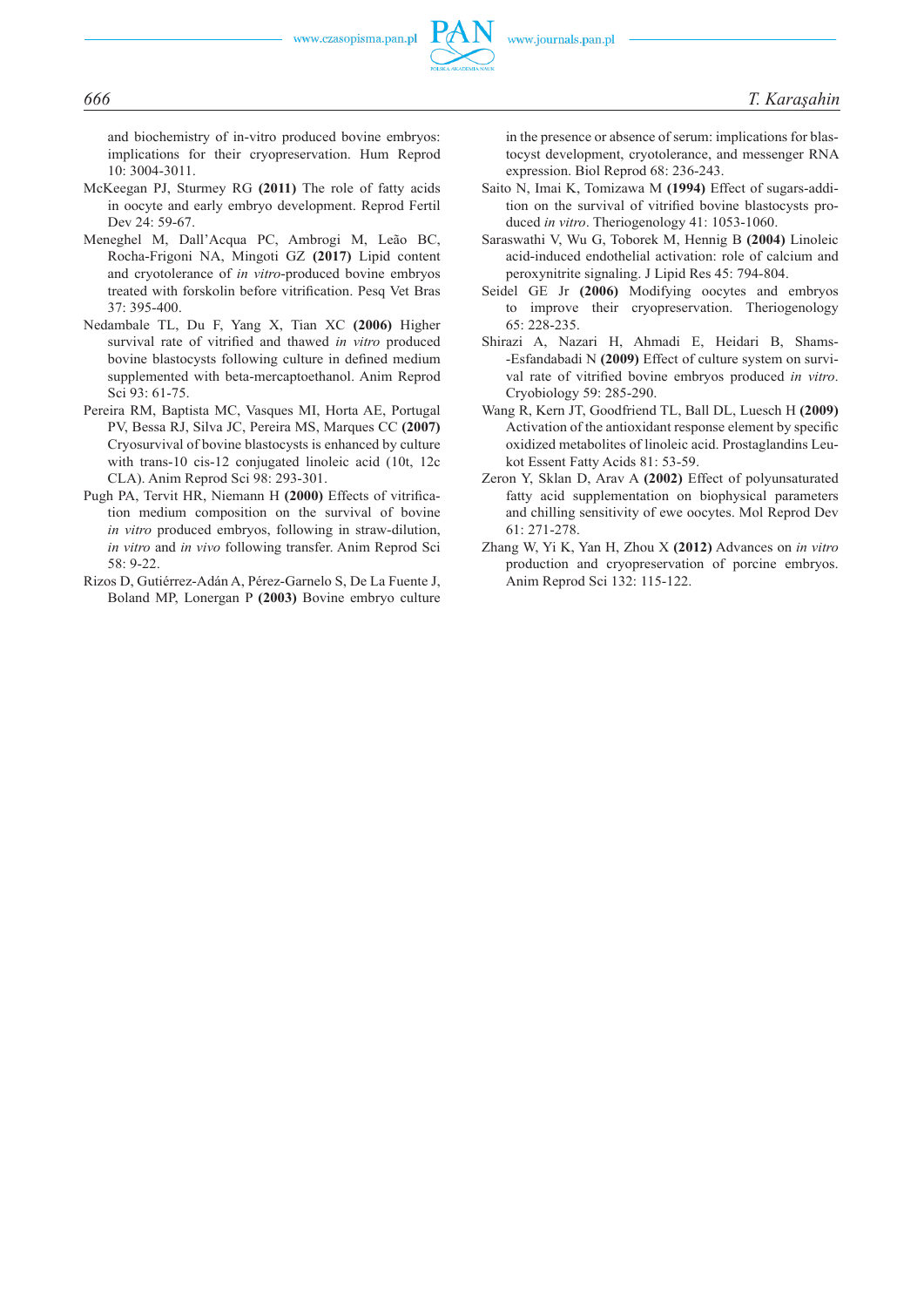and biochemistry of in-vitro produced bovine embryos: implications for their cryopreservation. Hum Reprod 10: 3004-3011.

McKeegan PJ, Sturmey RG **(2011)** The role of fatty acids in oocyte and early embryo development. Reprod Fertil Dev 24: 59-67.

Meneghel M, Dall'Acqua PC, Ambrogi M, Leão BC, Rocha-Frigoni NA, Mingoti GZ **(2017)** Lipid content and cryotolerance of *in vitro*-produced bovine embryos treated with forskolin before vitrification. Pesq Vet Bras 37: 395-400.

Nedambale TL, Du F, Yang X, Tian XC **(2006)** Higher survival rate of vitrified and thawed *in vitro* produced bovine blastocysts following culture in defined medium supplemented with beta-mercaptoethanol. Anim Reprod Sci 93: 61-75.

Pereira RM, Baptista MC, Vasques MI, Horta AE, Portugal PV, Bessa RJ, Silva JC, Pereira MS, Marques CC **(2007)** Cryosurvival of bovine blastocysts is enhanced by culture with trans-10 cis-12 conjugated linoleic acid (10t, 12c CLA). Anim Reprod Sci 98: 293-301.

Pugh PA, Tervit HR, Niemann H **(2000)** Effects of vitrification medium composition on the survival of bovine *in vitro* produced embryos, following in straw-dilution, *in vitro* and *in vivo* following transfer. Anim Reprod Sci 58: 9-22.

Rizos D, Gutiérrez-Adán A, Pérez-Garnelo S, De La Fuente J, Boland MP, Lonergan P **(2003)** Bovine embryo culture in the presence or absence of serum: implications for blastocyst development, cryotolerance, and messenger RNA expression. Biol Reprod 68: 236-243.

Saito N, Imai K, Tomizawa M **(1994)** Effect of sugars-addition on the survival of vitrified bovine blastocysts produced *in vitro*. Theriogenology 41: 1053-1060.

Saraswathi V, Wu G, Toborek M, Hennig B **(2004)** Linoleic acid-induced endothelial activation: role of calcium and peroxynitrite signaling. J Lipid Res 45: 794-804.

Seidel GE Jr **(2006)** Modifying oocytes and embryos to improve their cryopreservation. Theriogenology 65: 228-235.

Shirazi A, Nazari H, Ahmadi E, Heidari B, Shams-Esfandabadi N **(2009)** Effect of culture system on survival rate of vitrified bovine embryos produced *in vitro*. Cryobiology 59: 285-290.

Wang R, Kern JT, Goodfriend TL, Ball DL, Luesch H **(2009)** Activation of the antioxidant response element by specific oxidized metabolites of linoleic acid. Prostaglandins Leukot Essent Fatty Acids 81: 53-59.

Zeron Y, Sklan D, Arav A **(2002)** Effect of polyunsaturated fatty acid supplementation on biophysical parameters and chilling sensitivity of ewe oocytes. Mol Reprod Dev 61: 271-278.

Zhang W, Yi K, Yan H, Zhou X **(2012)** Advances on *in vitro* production and cryopreservation of porcine embryos. Anim Reprod Sci 132: 115-122.